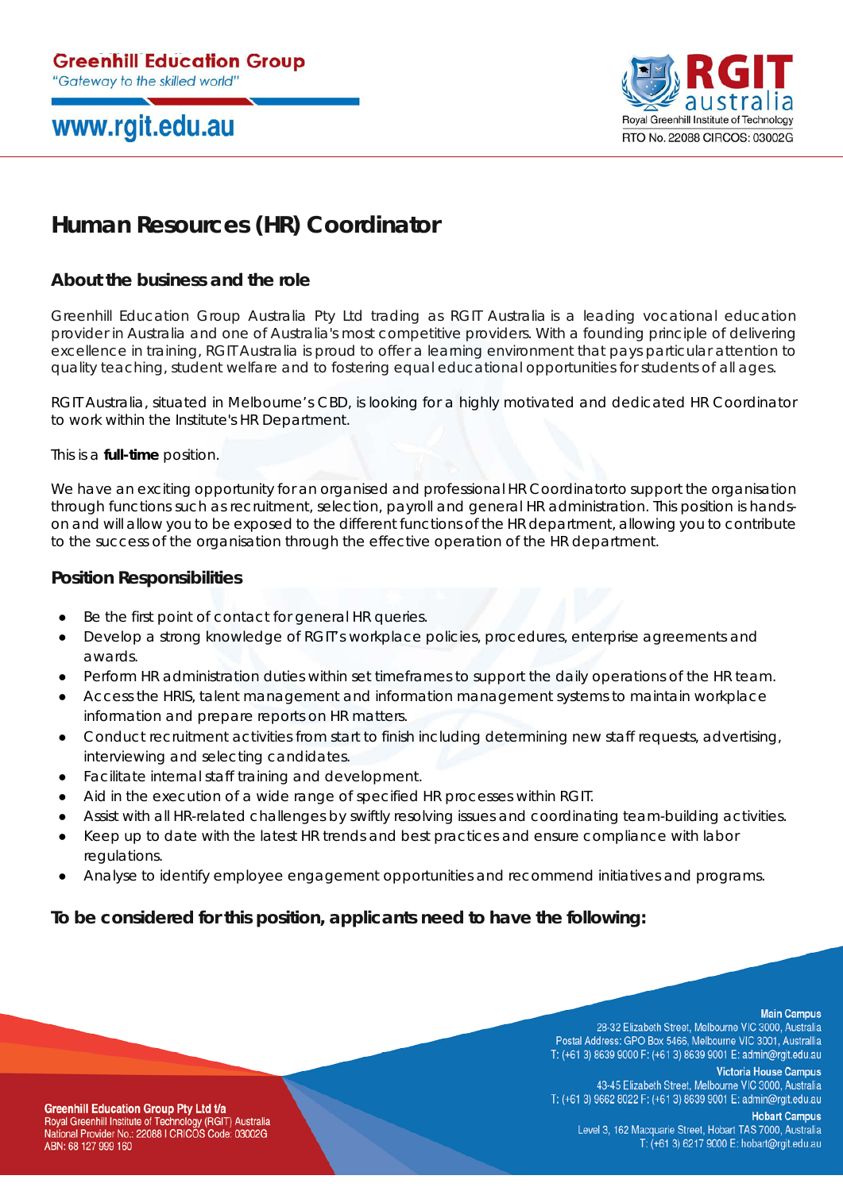# Human Resources (HR) Coordinator

## About the business and the role

Greenhill Education Group Australia Pty Ltd trading as RGIT Australia is a leading vocational education provider in Australia and one of Australia's most competitive providers. With a founding principle of delivering excellence in training, RGIT Australia is proud to offer a learning environment that pays particular attention to quality teaching, student welfare and to fostering equal educational opportunities for students of all ages.

RGIT Australia, situated in Melbourne's CBD, is looking for a highly motivated and dedicated HR Coordinator to work within the Institute's HR Department.

This is a **full-time** position.

We have an exciting opportunity for an organised and professional HR Coordinatorto support the organisation through functions such as recruitment, selection, payroll and general HR administration. This position is hands-on and will allow you to be exposed to the different functions of the HR department, allowing you to contribute to the success of the organisation through the effective operation of the HR department.

## Position Responsibilities

- Be the first point of contact for general HR queries.
- Develop a strong knowledge of RGIT's workplace policies, procedures, enterprise agreements and awards.
- Perform HR administration duties within set timeframes to support the daily operations of the HR team.
- Access the HRIS, talent management and information management systems to maintain workplace information and prepare reports on HR matters.
- Conduct recruitment activities from start to finish including determining new staff requests, advertising, interviewing and selecting candidates.
- Facilitate internal staff training and development.
- Aid in the execution of a wide range of specified HR processes within RGIT.
- Assist with all HR-related challenges by swiftly resolving issues and coordinating team-building activities.
- Keep up to date with the latest HR trends and best practices and ensure compliance with labor regulations.
- Analyse to identify employee engagement opportunities and recommend initiatives and programs.

## To be considered for this position, applicants need to have the following: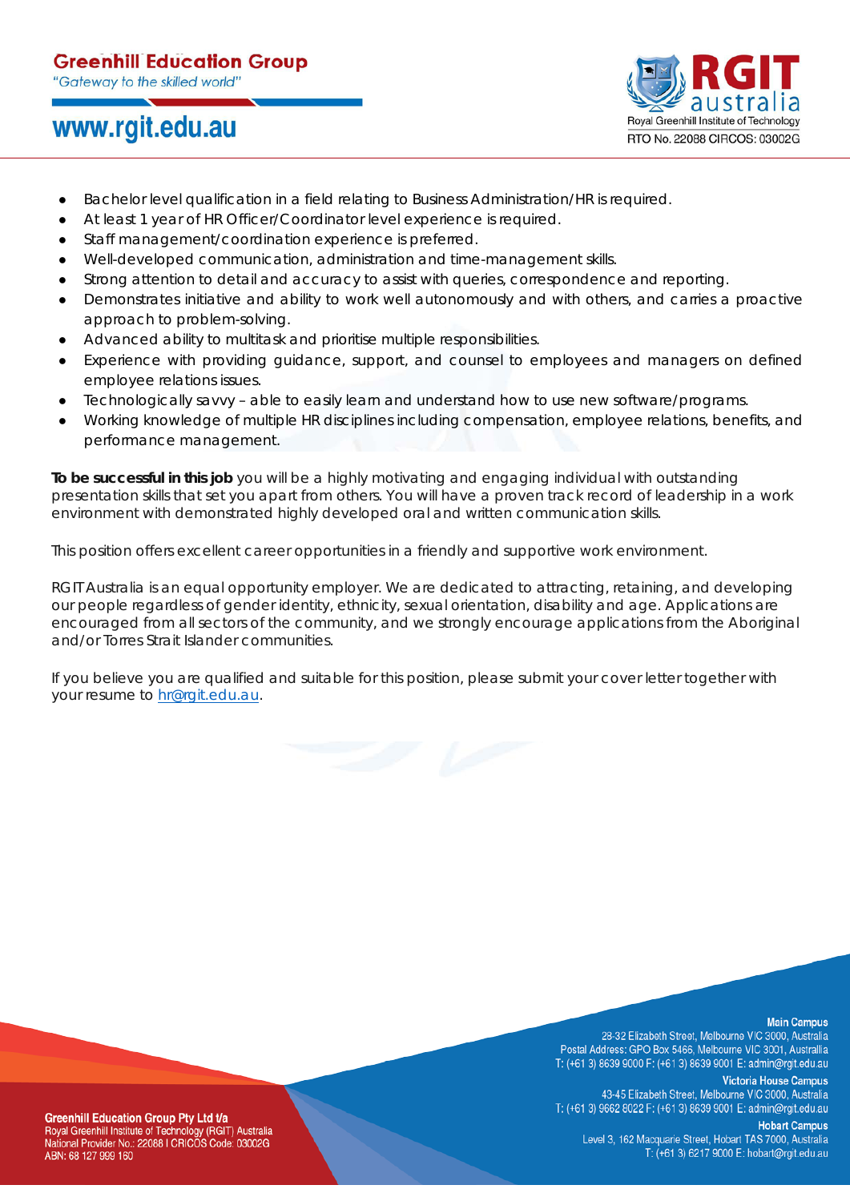- Bachelor level qualification in a field relating to Business Administration/HR is required.
- At least 1 year of HR Officer/Coordinator level experience is required.
- Staff management/coordination experience is preferred.
- Well-developed communication, administration and time-management skills.
- Strong attention to detail and accuracy to assist with queries, correspondence and reporting.
- Demonstrates initiative and ability to work well autonomously and with others, and carries a proactive approach to problem-solving.
- Advanced ability to multitask and prioritise multiple responsibilities.
- Experience with providing guidance, support, and counsel to employees and managers on defined employee relations issues.
- Technologically savvy – able to easily learn and understand how to use new software/programs.
- Working knowledge of multiple HR disciplines including compensation, employee relations, benefits, and performance management.

**To be successful in this job** you will be a highly motivating and engaging individual with outstanding presentation skills that set you apart from others. You will have a proven track record of leadership in a work environment with demonstrated highly developed oral and written communication skills.

This position offers excellent career opportunities in a friendly and supportive work environment.

RGIT Australia is an equal opportunity employer. We are dedicated to attracting, retaining, and developing our people regardless of gender identity, ethnicity, sexual orientation, disability and age. Applications are encouraged from all sectors of the community, and we strongly encourage applications from the Aboriginal and/or Torres Strait Islander communities.

If you believe you are qualified and suitable for this position, please submit your cover letter together with your resume to hr@rgit.edu.au.